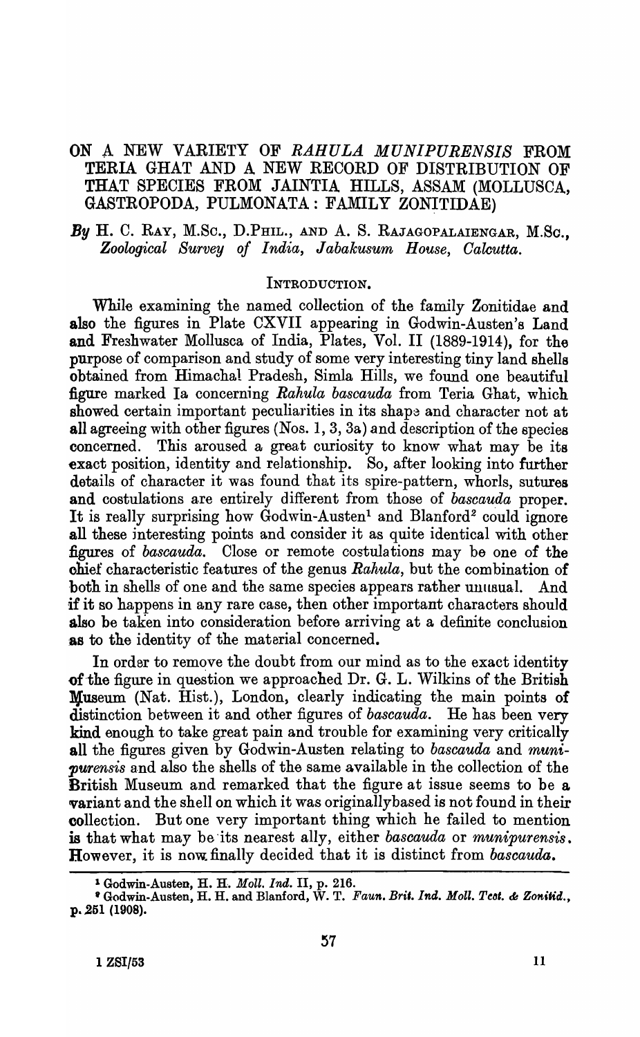# ON A NEW VARIETY OF *RAHULA MUNIPURENSIS* FROM TERIA GHAT AND A NEW RECORD OF DISTRIBUTION OF THAT SPECIES FROM JAINTIA HILLS, ASSAM (MOLLUSCA, GASTROPODA, PULMONATA: FAMILY ZONITIDAE)

*By* H. C. RAY, M.Sc., D.Phil., AND A. S. RAJAGOPALAIENGAR, M.Sc., *Zoological Survey of India, Jabakusum House, Calcutta.*

## INTRODUCTION.

While examining the named collection of the family Zonitidae and also the figures in Plate CXVII appearing in Godwin-Austen's Land and Freshwater Mollusca of India, Plates, Vol. II (1889-1914), for the purpose of comparison and study of some very interesting tiny land shells obtained from Himachal Pradesh, Simla Hills, we found one beautiful figure marked Ia concerning *Rahula bascauda* from Teria Ghat, which showed certain important peculiarities in its shape and character not at all agreeing with other figures (Nos. 1, 3, 3a) and description of the species concerned. This aroused a great curiosity to know what may be its exact position, identity and relationship. So, after looking into further details of character it was found that its spire-pattern, whorls, sutures and costulations are entirely different from those of *bascauda* proper. It is really surprising how Godwin-Austen[1] and Blanford[2] could ignore all these interesting points and consider it as quite identical with other figures of *bascauda*. Close or remote costulations may be one of the chief characteristic features of the genus *Rahula*, but the combination of both in shells of one and the same species appears rather unusual. And if it so happens in any rare case, then other important characters should also be taken into consideration before arriving at a definite conclusion as to the identity of the material concerned.

In order to remove the doubt from our mind as to the exact identity of the figure in question we approached Dr. G. L. Wilkins of the British Museum (Nat. Hist.), London, clearly indicating the main points of distinction between it and other figures of *bascauda*. He has been very kind enough to take great pain and trouble for examining very critically all the figures given by Godwin-Austen relating to *bascauda* and *munipurensis* and also the shells of the same available in the collection of the British Museum and remarked that the figure at issue seems to be a variant and the shell on which it was originallybased is not found in their collection. But one very important thing which he failed to mention is that what may be its nearest ally, either *bascauda* or *munipurensis*. However, it is now finally decided that it is distinct from *bascauda*.

---

[1] Godwin-Austen, H. H. *Moll. Ind.* II, p. 216.

[2] Godwin-Austen, H. H. and Blanford, W. T. *Faun. Brit. Ind. Moll. Tcot. & Zonitid.*, p. 251 (1908).

1 ZSI/53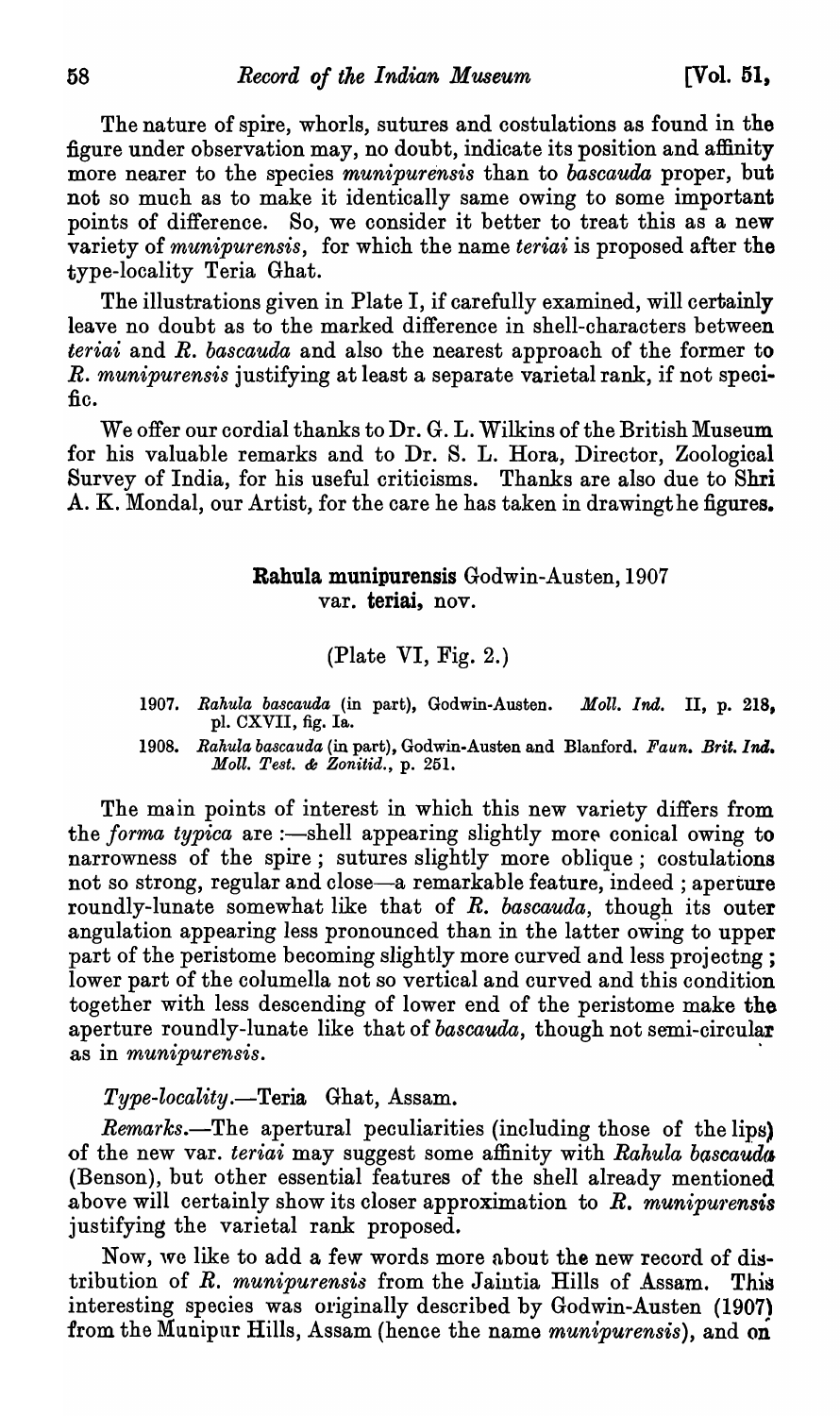The nature of spire, whorls, sutures and costulations as found in the figure under observation may, no doubt, indicate its position and affinity more nearer to the species *munipurensis* than to *bascauda* proper, but not so much as to make it identically same owing to some important points of difference. So, we consider it better to treat this as a new variety of *munipurensis*, for which the name *teriai* is proposed after the type-locality Teria Ghat.

The illustrations given in Plate I, if carefully examined, will certainly leave no doubt as to the marked difference in shell-characters between *teriai* and *R. bascauda* and also the nearest approach of the former to *R. munipurensis* justifying at least a separate varietal rank, if not specific.

We offer our cordial thanks to Dr. G. L. Wilkins of the British Museum for his valuable remarks and to Dr. S. L. Hora, Director, Zoological Survey of India, for his useful criticisms. Thanks are also due to Shri A. K. Mondal, our Artist, for the care he has taken in drawingthe figures.

## **Rahula munipurensis** Godwin-Austen, 1907 var. **teriai,** nov.

(Plate VI, Fig. 2.)

1907. *Rahula bascauda* (in part), Godwin-Austen. *Moll. Ind.* II, p. 218, pl. CXVII, fig. Ia.

1908. *Rahula bascauda* (in part), Godwin-Austen and Blanford. *Faun. Brit. Ind. Moll. Test. & Zonitid.*, p. 251.

The main points of interest in which this new variety differs from the *forma typica* are :—shell appearing slightly more conical owing to narrowness of the spire ; sutures slightly more oblique ; costulations not so strong, regular and close—a remarkable feature, indeed ; aperture roundly-lunate somewhat like that of *R. bascauda*, though its outer angulation appearing less pronounced than in the latter owing to upper part of the peristome becoming slightly more curved and less projectng ; lower part of the columella not so vertical and curved and this condition together with less descending of lower end of the peristome make the aperture roundly-lunate like that of *bascauda*, though not semi-circular as in *munipurensis*.

*Type-locality.*—Teria Ghat, Assam.

*Remarks.*—The apertural peculiarities (including those of the lips) of the new var. *teriai* may suggest some affinity with *Rahula bascauda* (Benson), but other essential features of the shell already mentioned above will certainly show its closer approximation to *R. munipurensis* justifying the varietal rank proposed.

Now, we like to add a few words more about the new record of distribution of *R. munipurensis* from the Jaintia Hills of Assam. This interesting species was originally described by Godwin-Austen (1907) from the Munipur Hills, Assam (hence the name *munipurensis*), and on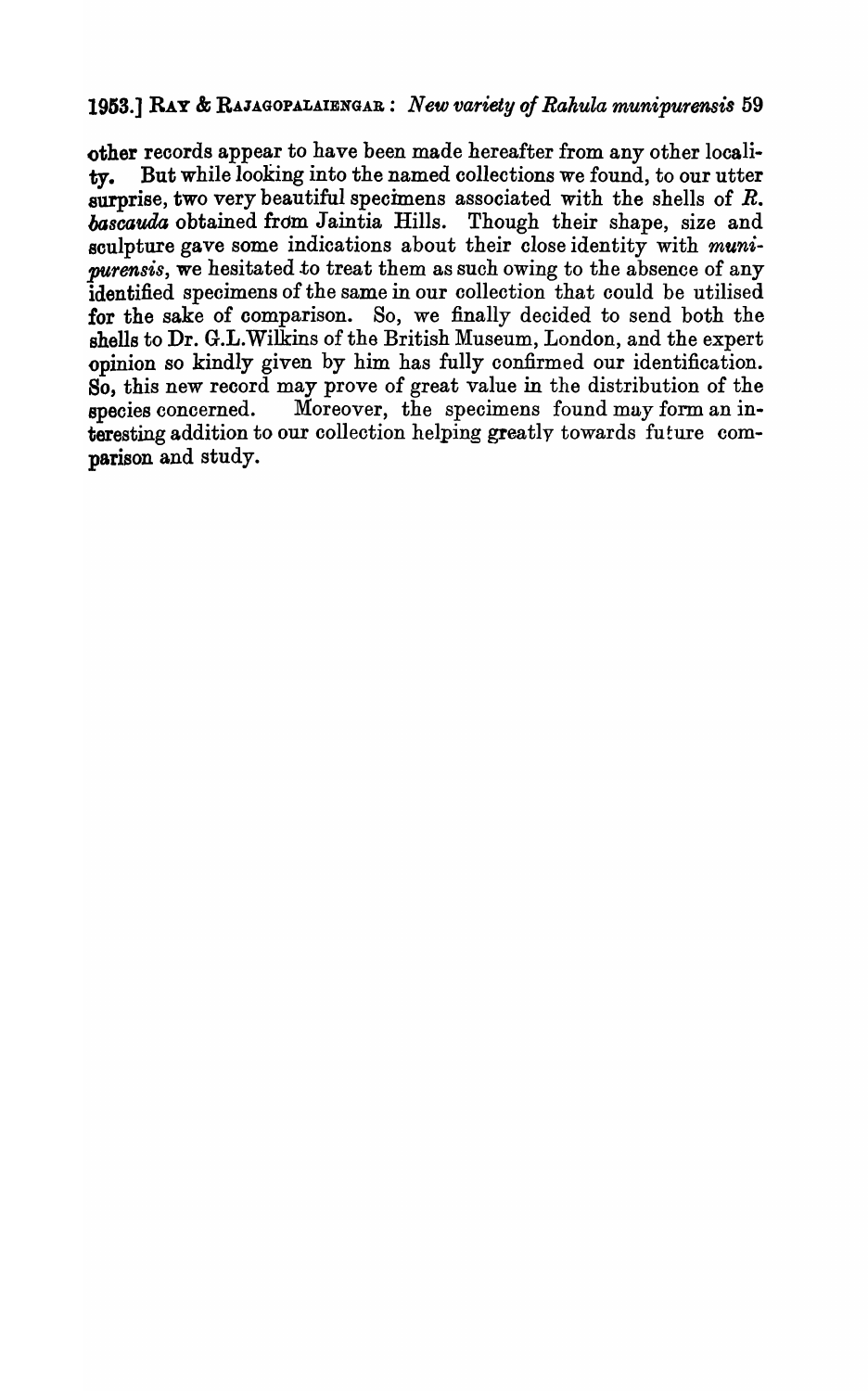other records appear to have been made hereafter from any other locality. But while looking into the named collections we found, to our utter surprise, two very beautiful specimens associated with the shells of *R. bascauda* obtained from Jaintia Hills. Though their shape, size and sculpture gave some indications about their close identity with *munipurensis*, we hesitated to treat them as such owing to the absence of any identified specimens of the same in our collection that could be utilised for the sake of comparison. So, we finally decided to send both the shells to Dr. G.L.Wilkins of the British Museum, London, and the expert opinion so kindly given by him has fully confirmed our identification. So, this new record may prove of great value in the distribution of the species concerned. Moreover, the specimens found may form an interesting addition to our collection helping greatly towards future comparison and study.